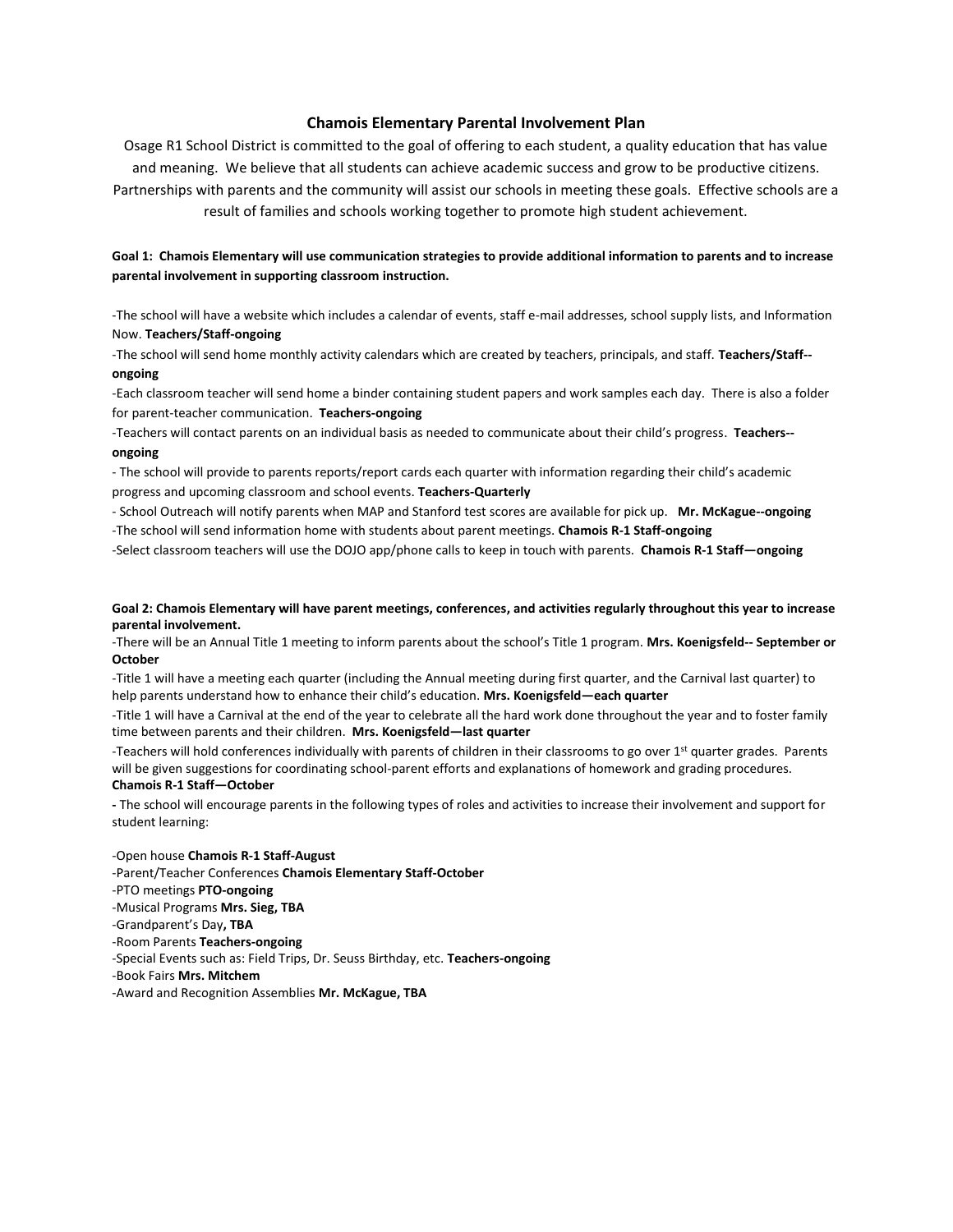# Chamois Elementary Parental Involvement Plan

Osage R1 School District is committed to the goal of offering to each student, a quality education that has value and meaning. We believe that all students can achieve academic success and grow to be productive citizens. Partnerships with parents and the community will assist our schools in meeting these goals. Effective schools are a result of families and schools working together to promote high student achievement.

**Goal 1: Chamois Elementary will use communication strategies to provide additional information to parents and to increase parental involvement in supporting classroom instruction.**

-The school will have a website which includes a calendar of events, staff e-mail addresses, school supply lists, and Information Now. **Teachers/Staff-ongoing**

-The school will send home monthly activity calendars which are created by teachers, principals, and staff. **Teachers/Staff--ongoing**

-Each classroom teacher will send home a binder containing student papers and work samples each day. There is also a folder for parent-teacher communication. **Teachers-ongoing**

-Teachers will contact parents on an individual basis as needed to communicate about their child's progress. **Teachers--ongoing**

- The school will provide to parents reports/report cards each quarter with information regarding their child's academic progress and upcoming classroom and school events. **Teachers-Quarterly**

- School Outreach will notify parents when MAP and Stanford test scores are available for pick up. **Mr. McKague--ongoing**

-The school will send information home with students about parent meetings. **Chamois R-1 Staff-ongoing**

-Select classroom teachers will use the DOJO app/phone calls to keep in touch with parents. **Chamois R-1 Staff—ongoing**

**Goal 2: Chamois Elementary will have parent meetings, conferences, and activities regularly throughout this year to increase parental involvement.**

-There will be an Annual Title 1 meeting to inform parents about the school's Title 1 program. **Mrs. Koenigsfeld-- September or October**

-Title 1 will have a meeting each quarter (including the Annual meeting during first quarter, and the Carnival last quarter) to help parents understand how to enhance their child's education. **Mrs. Koenigsfeld—each quarter**

-Title 1 will have a Carnival at the end of the year to celebrate all the hard work done throughout the year and to foster family time between parents and their children. **Mrs. Koenigsfeld—last quarter**

-Teachers will hold conferences individually with parents of children in their classrooms to go over 1st quarter grades. Parents will be given suggestions for coordinating school-parent efforts and explanations of homework and grading procedures. **Chamois R-1 Staff—October**

**-** The school will encourage parents in the following types of roles and activities to increase their involvement and support for student learning:

-Open house **Chamois R-1 Staff-August**
-Parent/Teacher Conferences **Chamois Elementary Staff-October**
-PTO meetings **PTO-ongoing**
-Musical Programs **Mrs. Sieg, TBA**
-Grandparent's Day**, TBA**
-Room Parents **Teachers-ongoing**
-Special Events such as: Field Trips, Dr. Seuss Birthday, etc. **Teachers-ongoing**
-Book Fairs **Mrs. Mitchem**
-Award and Recognition Assemblies **Mr. McKague, TBA**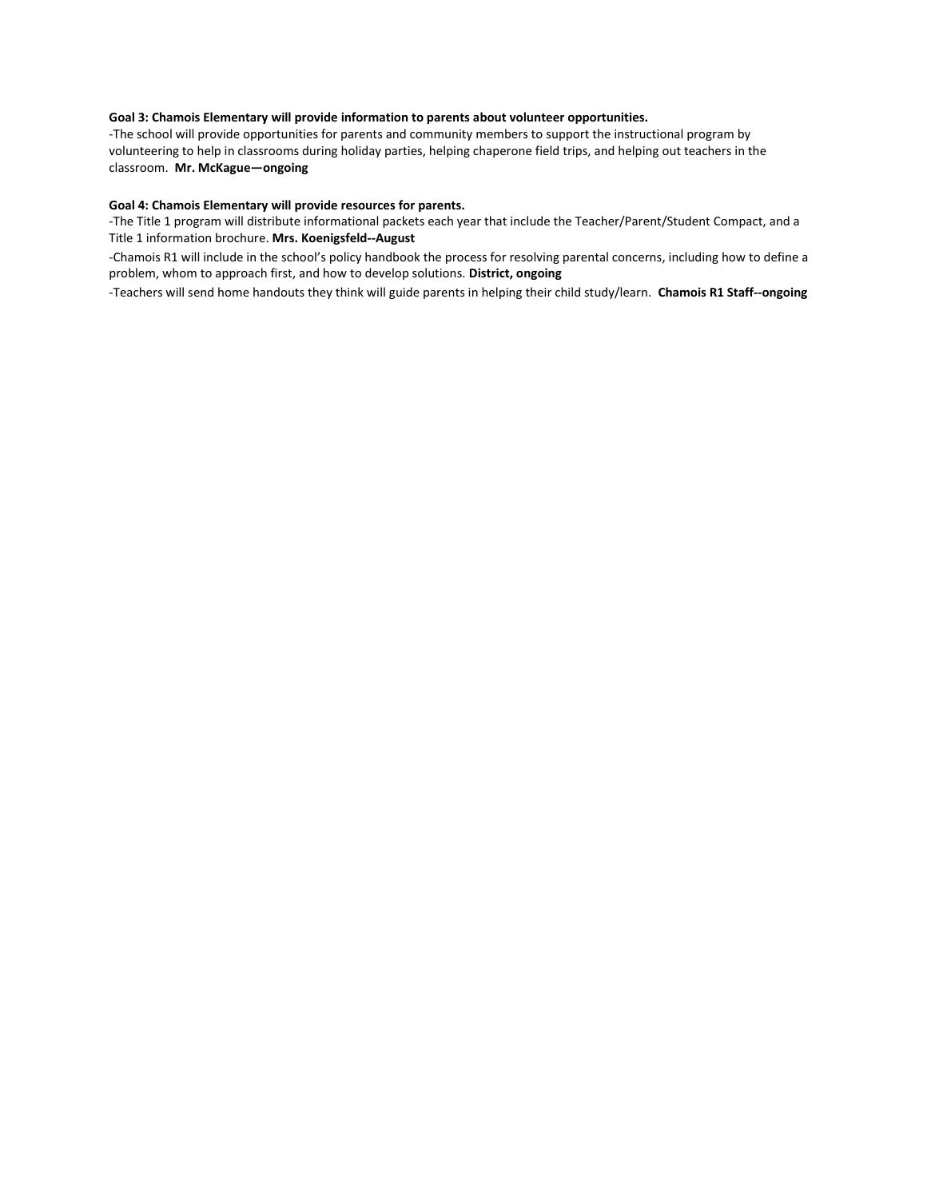**Goal 3: Chamois Elementary will provide information to parents about volunteer opportunities.**

-The school will provide opportunities for parents and community members to support the instructional program by volunteering to help in classrooms during holiday parties, helping chaperone field trips, and helping out teachers in the classroom. **Mr. McKague—ongoing**

**Goal 4: Chamois Elementary will provide resources for parents.**

-The Title 1 program will distribute informational packets each year that include the Teacher/Parent/Student Compact, and a Title 1 information brochure. **Mrs. Koenigsfeld--August**

-Chamois R1 will include in the school's policy handbook the process for resolving parental concerns, including how to define a problem, whom to approach first, and how to develop solutions. **District, ongoing**

-Teachers will send home handouts they think will guide parents in helping their child study/learn. **Chamois R1 Staff--ongoing**